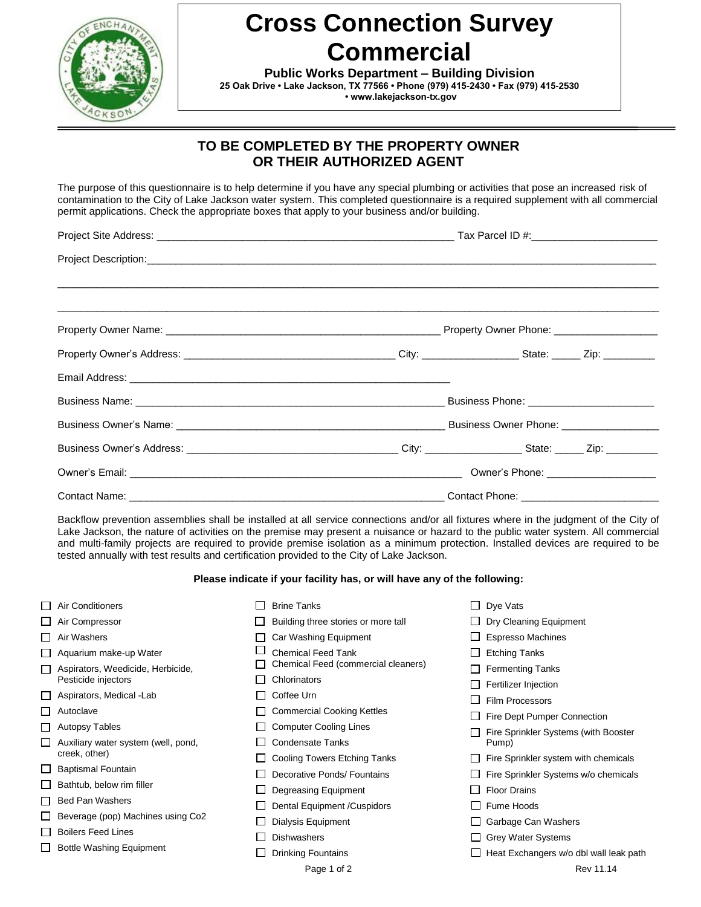# Cross Connection Survey Commercial

**Public Works Department – Building Division**

**25 Oak Drive • Lake Jackson, TX 77566 • Phone (979) 415-2430 • Fax (979) 415-2530 • www.lakejackson-tx.gov**

## TO BE COMPLETED BY THE PROPERTY OWNER OR THEIR AUTHORIZED AGENT

The purpose of this questionnaire is to help determine if you have any special plumbing or activities that pose an increased risk of contamination to the City of Lake Jackson water system. This completed questionnaire is a required supplement with all commercial permit applications. Check the appropriate boxes that apply to your business and/or building.

Project Site Address: ____________________ Tax Parcel ID #: ____________________

Project Description: ____________________

____________________

____________________

Property Owner Name: ____________________ Property Owner Phone: ____________________

Property Owner's Address: ____________________ City: __________ State: _____ Zip: _________

Email Address: ____________________

Business Name: ____________________ Business Phone: ____________________

Business Owner's Name: ____________________ Business Owner Phone: ____________________

Business Owner's Address: ____________________ City: __________ State: _____ Zip: _________

Owner's Email: ____________________ Owner's Phone: ____________________

Contact Name: ____________________ Contact Phone: ____________________

Backflow prevention assemblies shall be installed at all service connections and/or all fixtures where in the judgment of the City of Lake Jackson, the nature of activities on the premise may present a nuisance or hazard to the public water system. All commercial and multi-family projects are required to provide premise isolation as a minimum protection. Installed devices are required to be tested annually with test results and certification provided to the City of Lake Jackson.

**Please indicate if your facility has, or will have any of the following:**

- ☐ Air Conditioners
- ☐ Air Compressor
- ☐ Air Washers
- ☐ Aquarium make-up Water
- ☐ Aspirators, Weedicide, Herbicide, Pesticide injectors
- ☐ Aspirators, Medical -Lab
- ☐ Autoclave
- ☐ Autopsy Tables
- ☐ Auxiliary water system (well, pond, creek, other)
- ☐ Baptismal Fountain
- ☐ Bathtub, below rim filler
- ☐ Bed Pan Washers
- ☐ Beverage (pop) Machines using Co2
- ☐ Boilers Feed Lines
- ☐ Bottle Washing Equipment
- ☐ Brine Tanks
- ☐ Building three stories or more tall
- ☐ Car Washing Equipment
- ☐ Chemical Feed Tank
- ☐ Chemical Feed (commercial cleaners)
- ☐ Chlorinators
- ☐ Coffee Urn
- ☐ Commercial Cooking Kettles
- ☐ Computer Cooling Lines
- ☐ Condensate Tanks
- ☐ Cooling Towers Etching Tanks
- ☐ Decorative Ponds/ Fountains
- ☐ Degreasing Equipment
- ☐ Dental Equipment /Cuspidors
- ☐ Dialysis Equipment
- ☐ Dishwashers
- ☐ Drinking Fountains
- ☐ Dye Vats
- ☐ Dry Cleaning Equipment
- ☐ Espresso Machines
- ☐ Etching Tanks
- ☐ Fermenting Tanks
- ☐ Fertilizer Injection
- ☐ Film Processors
- ☐ Fire Dept Pumper Connection
- ☐ Fire Sprinkler Systems (with Booster Pump)
- ☐ Fire Sprinkler system with chemicals
- ☐ Fire Sprinkler Systems w/o chemicals
- ☐ Floor Drains
- ☐ Fume Hoods
- ☐ Garbage Can Washers
- ☐ Grey Water Systems
- ☐ Heat Exchangers w/o dbl wall leak path

Rev 11.14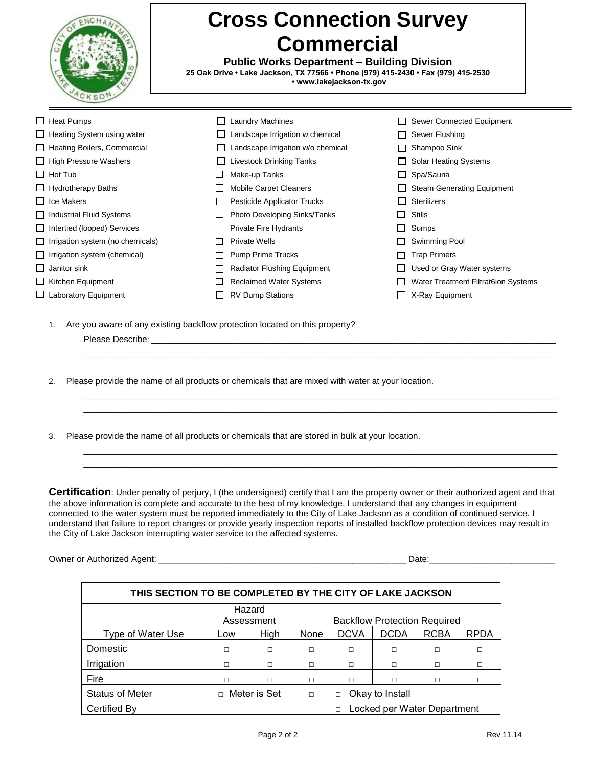# Cross Connection Survey Commercial

**Public Works Department – Building Division**

**25 Oak Drive • Lake Jackson, TX 77566 • Phone (979) 415-2430 • Fax (979) 415-2530 • www.lakejackson-tx.gov**

- ☐ Heat Pumps
- ☐ Heating System using water
- ☐ Heating Boilers, Commercial
- ☐ High Pressure Washers
- ☐ Hot Tub
- ☐ Hydrotherapy Baths
- ☐ Ice Makers
- ☐ Industrial Fluid Systems
- ☐ Intertied (looped) Services
- ☐ Irrigation system (no chemicals)
- ☐ Irrigation system (chemical)
- ☐ Janitor sink
- ☐ Kitchen Equipment
- ☐ Laboratory Equipment
- ☐ Laundry Machines
- ☐ Landscape Irrigation w chemical
- ☐ Landscape Irrigation w/o chemical
- ☐ Livestock Drinking Tanks
- ☐ Make-up Tanks
- ☐ Mobile Carpet Cleaners
- ☐ Pesticide Applicator Trucks
- ☐ Photo Developing Sinks/Tanks
- ☐ Private Fire Hydrants
- ☐ Private Wells
- ☐ Pump Prime Trucks
- ☐ Radiator Flushing Equipment
- ☐ Reclaimed Water Systems
- ☐ RV Dump Stations
- ☐ Sewer Connected Equipment
- ☐ Sewer Flushing
- ☐ Shampoo Sink
- ☐ Solar Heating Systems
- ☐ Spa/Sauna
- ☐ Steam Generating Equipment
- ☐ Sterilizers
- ☐ Stills
- ☐ Sumps
- ☐ Swimming Pool
- ☐ Trap Primers
- ☐ Used or Gray Water systems
- ☐ Water Treatment Filtrat6ion Systems
- ☐ X-Ray Equipment

1. Are you aware of any existing backflow protection located on this property?

   Please Describe: ____________________________________________

   ____________________________________________

2. Please provide the name of all products or chemicals that are mixed with water at your location.

   ____________________________________________

   ____________________________________________

3. Please provide the name of all products or chemicals that are stored in bulk at your location.

   ____________________________________________

   ____________________________________________

**Certification**: Under penalty of perjury, I (the undersigned) certify that I am the property owner or their authorized agent and that the above information is complete and accurate to the best of my knowledge. I understand that any changes in equipment connected to the water system must be reported immediately to the City of Lake Jackson as a condition of continued service. I understand that failure to report changes or provide yearly inspection reports of installed backflow protection devices may result in the City of Lake Jackson interrupting water service to the affected systems.

Owner or Authorized Agent: ______________________________ Date: ________________

| THIS SECTION TO BE COMPLETED BY THE CITY OF LAKE JACKSON | | | | | | | |
|---|---|---|---|---|---|---|---|
| | Hazard Assessment | | Backflow Protection Required | | | | |
| Type of Water Use | Low | High | None | DCVA | DCDA | RCBA | RPDA |
| Domestic | □ | □ | □ | □ | □ | □ | □ |
| Irrigation | □ | □ | □ | □ | □ | □ | □ |
| Fire | □ | □ | □ | □ | □ | □ | □ |
| Status of Meter | □ Meter is Set | | □ | □ Okay to Install | | | |
| Certified By | | | | □ Locked per Water Department | | | |

Rev 11.14